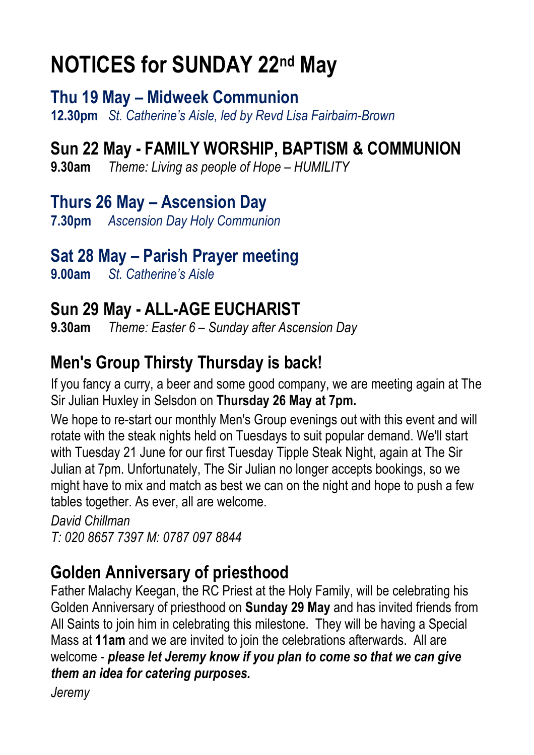# NOTICES for SUNDAY 22nd May

## Thu 19 May – Midweek Communion

**12.30pm** *St. Catherine's Aisle, led by Revd Lisa Fairbairn-Brown*

## Sun 22 May - FAMILY WORSHIP, BAPTISM & COMMUNION

**9.30am** *Theme: Living as people of Hope – HUMILITY*

## Thurs 26 May – Ascension Day

**7.30pm** *Ascension Day Holy Communion*

## Sat 28 May – Parish Prayer meeting

**9.00am** *St. Catherine's Aisle*

## Sun 29 May - ALL-AGE EUCHARIST

**9.30am** *Theme: Easter 6 – Sunday after Ascension Day*

## Men's Group Thirsty Thursday is back!

If you fancy a curry, a beer and some good company, we are meeting again at The Sir Julian Huxley in Selsdon on **Thursday 26 May at 7pm.**

We hope to re-start our monthly Men's Group evenings out with this event and will rotate with the steak nights held on Tuesdays to suit popular demand. We'll start with Tuesday 21 June for our first Tuesday Tipple Steak Night, again at The Sir Julian at 7pm. Unfortunately, The Sir Julian no longer accepts bookings, so we might have to mix and match as best we can on the night and hope to push a few tables together. As ever, all are welcome.

*David Chillman*
*T: 020 8657 7397 M: 0787 097 8844*

## Golden Anniversary of priesthood

Father Malachy Keegan, the RC Priest at the Holy Family, will be celebrating his Golden Anniversary of priesthood on **Sunday 29 May** and has invited friends from All Saints to join him in celebrating this milestone. They will be having a Special Mass at **11am** and we are invited to join the celebrations afterwards. All are welcome - ***please let Jeremy know if you plan to come so that we can give them an idea for catering purposes.***

*Jeremy*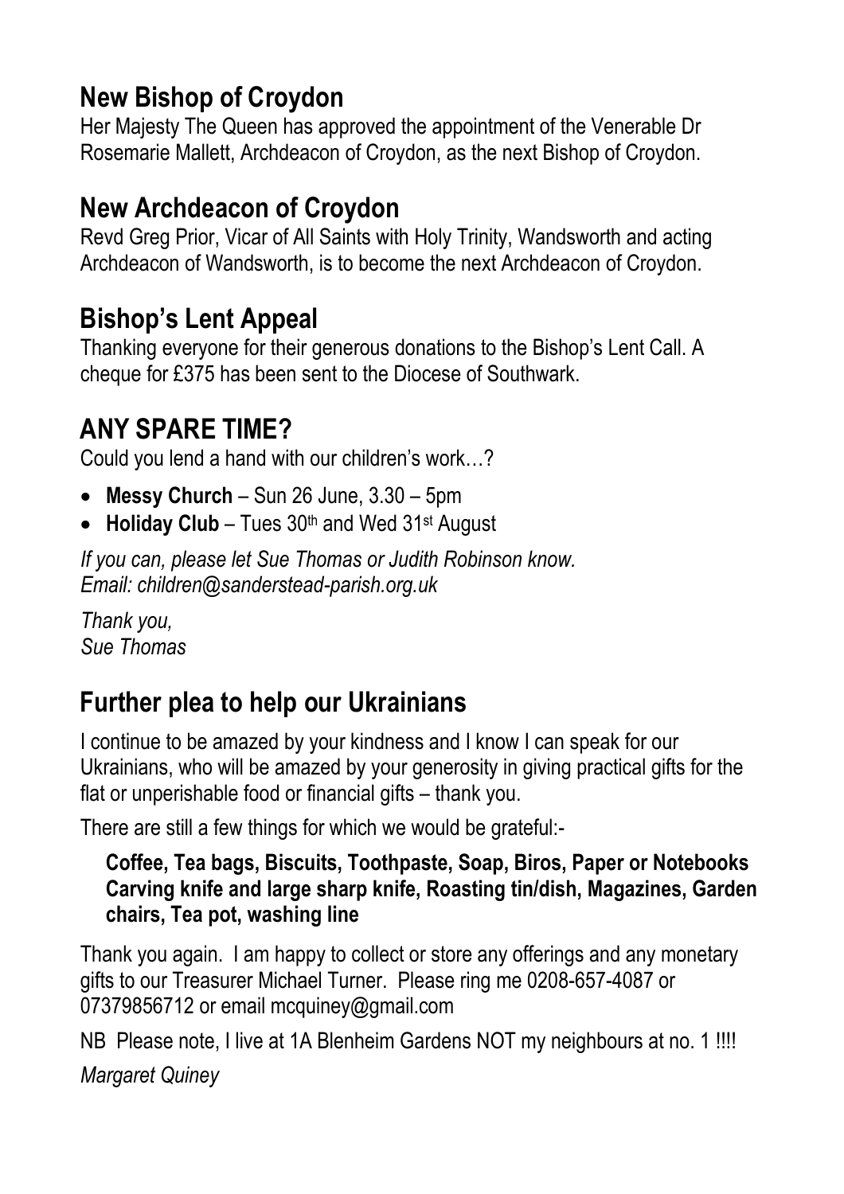## New Bishop of Croydon

Her Majesty The Queen has approved the appointment of the Venerable Dr Rosemarie Mallett, Archdeacon of Croydon, as the next Bishop of Croydon.

## New Archdeacon of Croydon

Revd Greg Prior, Vicar of All Saints with Holy Trinity, Wandsworth and acting Archdeacon of Wandsworth, is to become the next Archdeacon of Croydon.

## Bishop's Lent Appeal

Thanking everyone for their generous donations to the Bishop's Lent Call. A cheque for £375 has been sent to the Diocese of Southwark.

## ANY SPARE TIME?

Could you lend a hand with our children's work…?

- **Messy Church** – Sun 26 June, 3.30 – 5pm
- **Holiday Club** – Tues 30th and Wed 31st August

*If you can, please let Sue Thomas or Judith Robinson know.*
*Email: children@sanderstead-parish.org.uk*

*Thank you,*
*Sue Thomas*

## Further plea to help our Ukrainians

I continue to be amazed by your kindness and I know I can speak for our Ukrainians, who will be amazed by your generosity in giving practical gifts for the flat or unperishable food or financial gifts – thank you.

There are still a few things for which we would be grateful:-

**Coffee, Tea bags, Biscuits, Toothpaste, Soap, Biros, Paper or Notebooks Carving knife and large sharp knife, Roasting tin/dish, Magazines, Garden chairs, Tea pot, washing line**

Thank you again. I am happy to collect or store any offerings and any monetary gifts to our Treasurer Michael Turner. Please ring me 0208-657-4087 or 07379856712 or email mcquiney@gmail.com

NB Please note, I live at 1A Blenheim Gardens NOT my neighbours at no. 1 !!!!

*Margaret Quiney*